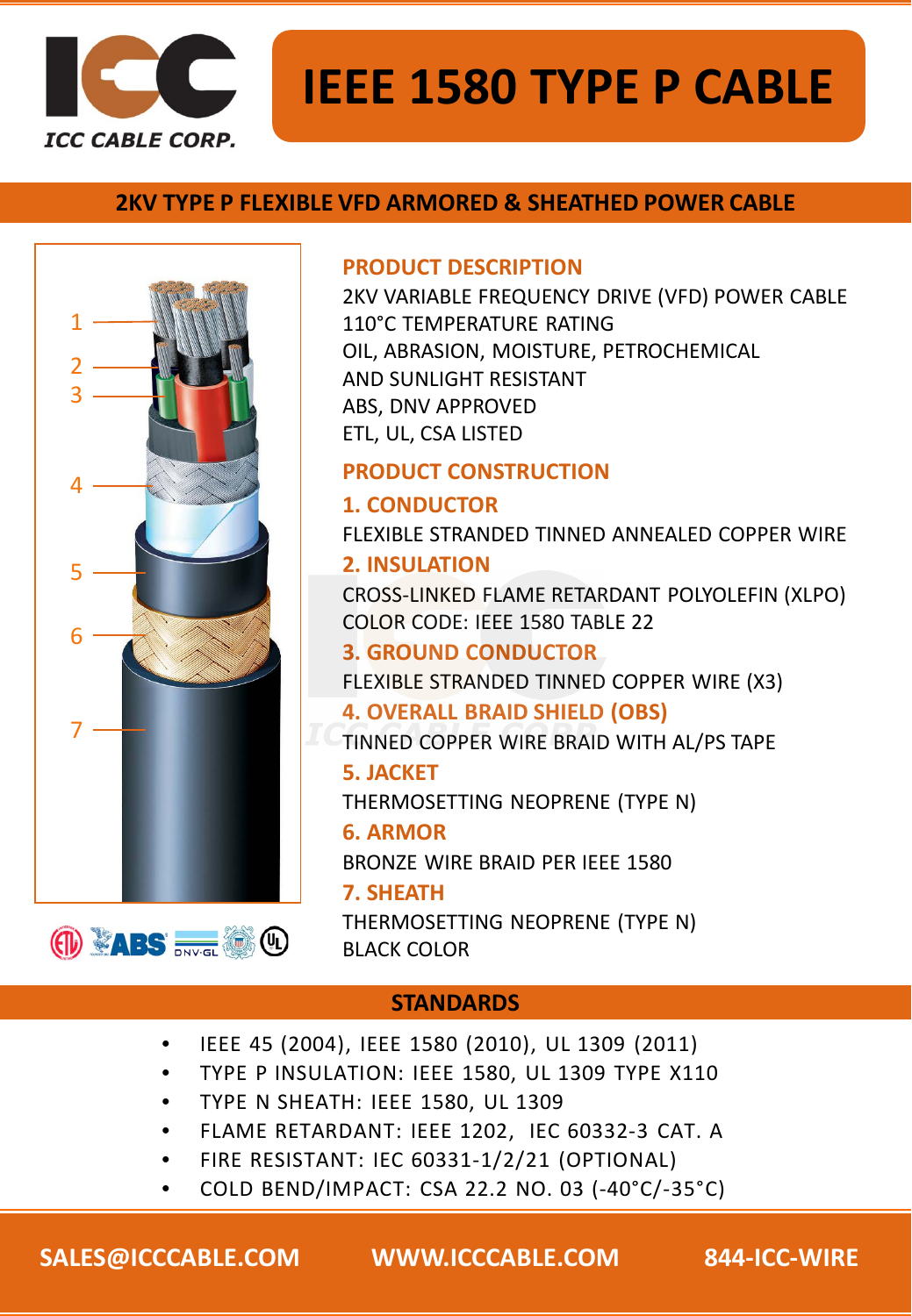ICC CABLE CORP.

# IEEE 1580 TYPE P CABLE

## 2KV TYPE P FLEXIBLE VFD ARMORED & SHEATHED POWER CABLE

1
2
3
4
5
6
7

## PRODUCT DESCRIPTION

2KV VARIABLE FREQUENCY DRIVE (VFD) POWER CABLE
110°C TEMPERATURE RATING
OIL, ABRASION, MOISTURE, PETROCHEMICAL AND SUNLIGHT RESISTANT
ABS, DNV APPROVED
ETL, UL, CSA LISTED

## PRODUCT CONSTRUCTION

### 1. CONDUCTOR

FLEXIBLE STRANDED TINNED ANNEALED COPPER WIRE

### 2. INSULATION

CROSS-LINKED FLAME RETARDANT POLYOLEFIN (XLPO)
COLOR CODE: IEEE 1580 TABLE 22

### 3. GROUND CONDUCTOR

FLEXIBLE STRANDED TINNED COPPER WIRE (X3)

### 4. OVERALL BRAID SHIELD (OBS)

TINNED COPPER WIRE BRAID WITH AL/PS TAPE

### 5. JACKET

THERMOSETTING NEOPRENE (TYPE N)

### 6. ARMOR

BRONZE WIRE BRAID PER IEEE 1580

### 7. SHEATH

THERMOSETTING NEOPRENE (TYPE N)
BLACK COLOR

## STANDARDS

- IEEE 45 (2004), IEEE 1580 (2010), UL 1309 (2011)
- TYPE P INSULATION: IEEE 1580, UL 1309 TYPE X110
- TYPE N SHEATH: IEEE 1580, UL 1309
- FLAME RETARDANT: IEEE 1202, IEC 60332-3 CAT. A
- FIRE RESISTANT: IEC 60331-1/2/21 (OPTIONAL)
- COLD BEND/IMPACT: CSA 22.2 NO. 03 (-40°C/-35°C)

SALES@ICCCABLE.COM WWW.ICCCABLE.COM 844-ICC-WIRE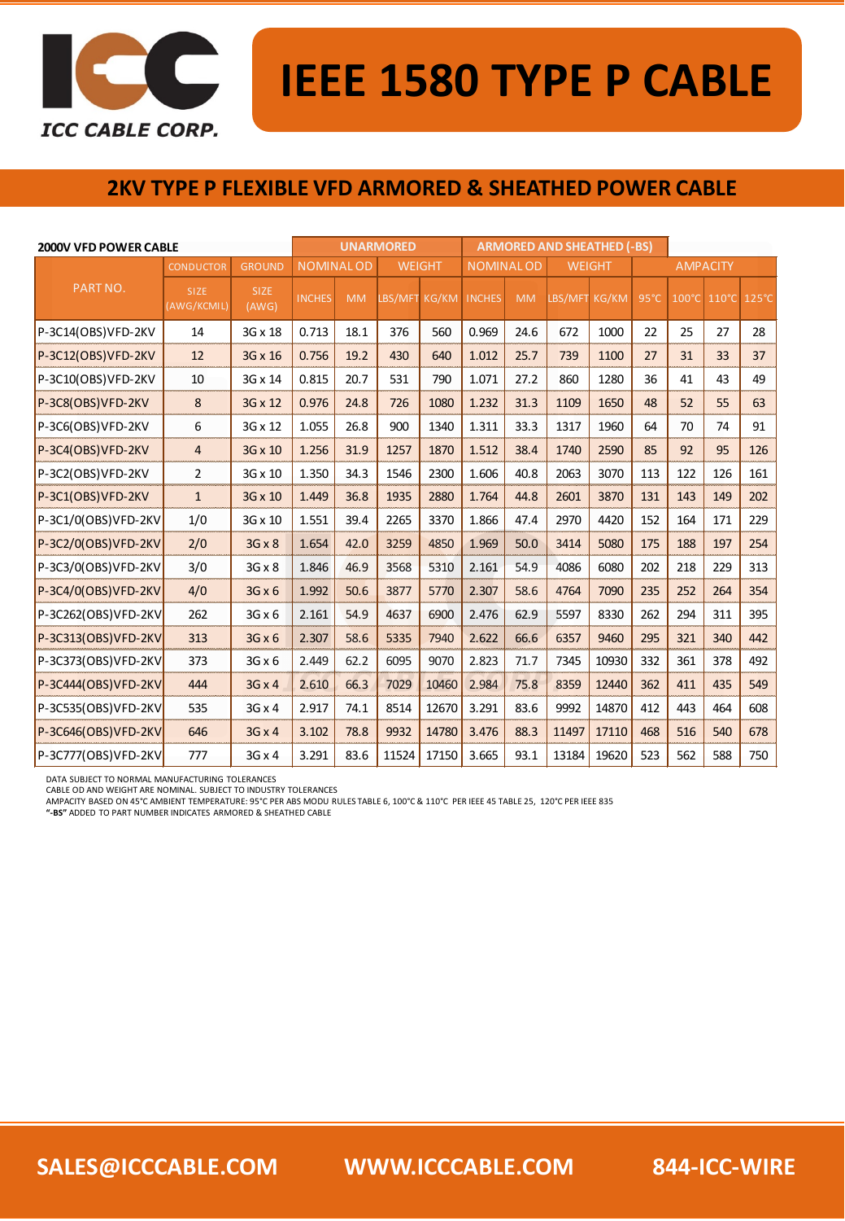ICC CABLE CORP.

# IEEE 1580 TYPE P CABLE

## 2KV TYPE P FLEXIBLE VFD ARMORED & SHEATHED POWER CABLE

| 2000V VFD POWER CABLE | | | UNARMORED | | | | ARMORED AND SHEATHED (-BS) | | | | | | | |
|---|---|---|---|---|---|---|---|---|---|---|---|---|---|---|
| PART NO. | CONDUCTOR | GROUND | NOMINAL OD | | WEIGHT | | NOMINAL OD | | WEIGHT | | AMPACITY | | | |
| | SIZE (AWG/KCMIL) | SIZE (AWG) | INCHES | MM | LBS/MFT | KG/KM | INCHES | MM | LBS/MFT | KG/KM | 95°C | 100°C | 110°C | 125°C |
| P-3C14(OBS)VFD-2KV | 14 | 3G x 18 | 0.713 | 18.1 | 376 | 560 | 0.969 | 24.6 | 672 | 1000 | 22 | 25 | 27 | 28 |
| P-3C12(OBS)VFD-2KV | 12 | 3G x 16 | 0.756 | 19.2 | 430 | 640 | 1.012 | 25.7 | 739 | 1100 | 27 | 31 | 33 | 37 |
| P-3C10(OBS)VFD-2KV | 10 | 3G x 14 | 0.815 | 20.7 | 531 | 790 | 1.071 | 27.2 | 860 | 1280 | 36 | 41 | 43 | 49 |
| P-3C8(OBS)VFD-2KV | 8 | 3G x 12 | 0.976 | 24.8 | 726 | 1080 | 1.232 | 31.3 | 1109 | 1650 | 48 | 52 | 55 | 63 |
| P-3C6(OBS)VFD-2KV | 6 | 3G x 12 | 1.055 | 26.8 | 900 | 1340 | 1.311 | 33.3 | 1317 | 1960 | 64 | 70 | 74 | 91 |
| P-3C4(OBS)VFD-2KV | 4 | 3G x 10 | 1.256 | 31.9 | 1257 | 1870 | 1.512 | 38.4 | 1740 | 2590 | 85 | 92 | 95 | 126 |
| P-3C2(OBS)VFD-2KV | 2 | 3G x 10 | 1.350 | 34.3 | 1546 | 2300 | 1.606 | 40.8 | 2063 | 3070 | 113 | 122 | 126 | 161 |
| P-3C1(OBS)VFD-2KV | 1 | 3G x 10 | 1.449 | 36.8 | 1935 | 2880 | 1.764 | 44.8 | 2601 | 3870 | 131 | 143 | 149 | 202 |
| P-3C1/0(OBS)VFD-2KV | 1/0 | 3G x 10 | 1.551 | 39.4 | 2265 | 3370 | 1.866 | 47.4 | 2970 | 4420 | 152 | 164 | 171 | 229 |
| P-3C2/0(OBS)VFD-2KV | 2/0 | 3G x 8 | 1.654 | 42.0 | 3259 | 4850 | 1.969 | 50.0 | 3414 | 5080 | 175 | 188 | 197 | 254 |
| P-3C3/0(OBS)VFD-2KV | 3/0 | 3G x 8 | 1.846 | 46.9 | 3568 | 5310 | 2.161 | 54.9 | 4086 | 6080 | 202 | 218 | 229 | 313 |
| P-3C4/0(OBS)VFD-2KV | 4/0 | 3G x 6 | 1.992 | 50.6 | 3877 | 5770 | 2.307 | 58.6 | 4764 | 7090 | 235 | 252 | 264 | 354 |
| P-3C262(OBS)VFD-2KV | 262 | 3G x 6 | 2.161 | 54.9 | 4637 | 6900 | 2.476 | 62.9 | 5597 | 8330 | 262 | 294 | 311 | 395 |
| P-3C313(OBS)VFD-2KV | 313 | 3G x 6 | 2.307 | 58.6 | 5335 | 7940 | 2.622 | 66.6 | 6357 | 9460 | 295 | 321 | 340 | 442 |
| P-3C373(OBS)VFD-2KV | 373 | 3G x 6 | 2.449 | 62.2 | 6095 | 9070 | 2.823 | 71.7 | 7345 | 10930 | 332 | 361 | 378 | 492 |
| P-3C444(OBS)VFD-2KV | 444 | 3G x 4 | 2.610 | 66.3 | 7029 | 10460 | 2.984 | 75.8 | 8359 | 12440 | 362 | 411 | 435 | 549 |
| P-3C535(OBS)VFD-2KV | 535 | 3G x 4 | 2.917 | 74.1 | 8514 | 12670 | 3.291 | 83.6 | 9992 | 14870 | 412 | 443 | 464 | 608 |
| P-3C646(OBS)VFD-2KV | 646 | 3G x 4 | 3.102 | 78.8 | 9932 | 14780 | 3.476 | 88.3 | 11497 | 17110 | 468 | 516 | 540 | 678 |
| P-3C777(OBS)VFD-2KV | 777 | 3G x 4 | 3.291 | 83.6 | 11524 | 17150 | 3.665 | 93.1 | 13184 | 19620 | 523 | 562 | 588 | 750 |

DATA SUBJECT TO NORMAL MANUFACTURING TOLERANCES
CABLE OD AND WEIGHT ARE NOMINAL. SUBJECT TO INDUSTRY TOLERANCES
AMPACITY BASED ON 45°C AMBIENT TEMPERATURE: 95°C PER ABS MODU RULES TABLE 6, 100°C & 110°C PER IEEE 45 TABLE 25, 120°C PER IEEE 835
**"-BS"** ADDED TO PART NUMBER INDICATES ARMORED & SHEATHED CABLE

SALES@ICCCABLE.COM WWW.ICCCABLE.COM 844-ICC-WIRE